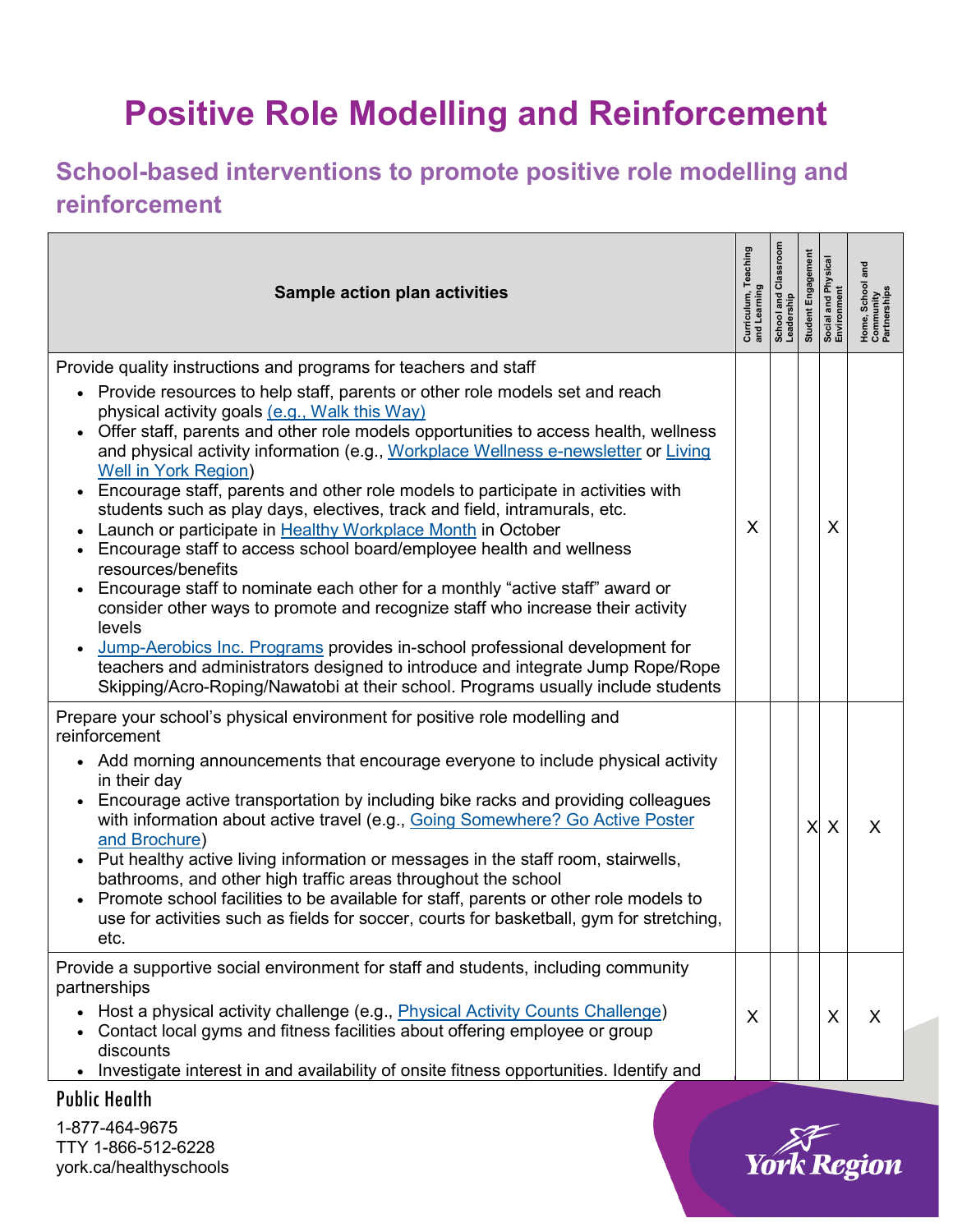# Positive Role Modelling and Reinforcement

## School-based interventions to promote positive role modelling and reinforcement

| Sample action plan activities | Curriculum, Teaching and Learning | School and Classroom Leadership | Student Engagement | Social and Physical Environment | Home, School and Community Partnerships |
|---|---|---|---|---|---|
| Provide quality instructions and programs for teachers and staff<br>• Provide resources to help staff, parents or other role models set and reach physical activity goals (e.g., Walk this Way)<br>• Offer staff, parents and other role models opportunities to access health, wellness and physical activity information (e.g., Workplace Wellness e-newsletter or Living Well in York Region)<br>• Encourage staff, parents and other role models to participate in activities with students such as play days, electives, track and field, intramurals, etc.<br>• Launch or participate in Healthy Workplace Month in October<br>• Encourage staff to access school board/employee health and wellness resources/benefits<br>• Encourage staff to nominate each other for a monthly "active staff" award or consider other ways to promote and recognize staff who increase their activity levels<br>• Jump-Aerobics Inc. Programs provides in-school professional development for teachers and administrators designed to introduce and integrate Jump Rope/Rope Skipping/Acro-Roping/Nawatobi at their school. Programs usually include students | X | | | X | |
| Prepare your school's physical environment for positive role modelling and reinforcement<br>• Add morning announcements that encourage everyone to include physical activity in their day<br>• Encourage active transportation by including bike racks and providing colleagues with information about active travel (e.g., Going Somewhere? Go Active Poster and Brochure)<br>• Put healthy active living information or messages in the staff room, stairwells, bathrooms, and other high traffic areas throughout the school<br>• Promote school facilities to be available for staff, parents or other role models to use for activities such as fields for soccer, courts for basketball, gym for stretching, etc. | | | X | X | X |
| Provide a supportive social environment for staff and students, including community partnerships<br>• Host a physical activity challenge (e.g., Physical Activity Counts Challenge)<br>• Contact local gyms and fitness facilities about offering employee or group discounts<br>• Investigate interest in and availability of onsite fitness opportunities. Identify and | X | | | X | X |

Public Health

1-877-464-9675
TTY 1-866-512-6228
york.ca/healthyschools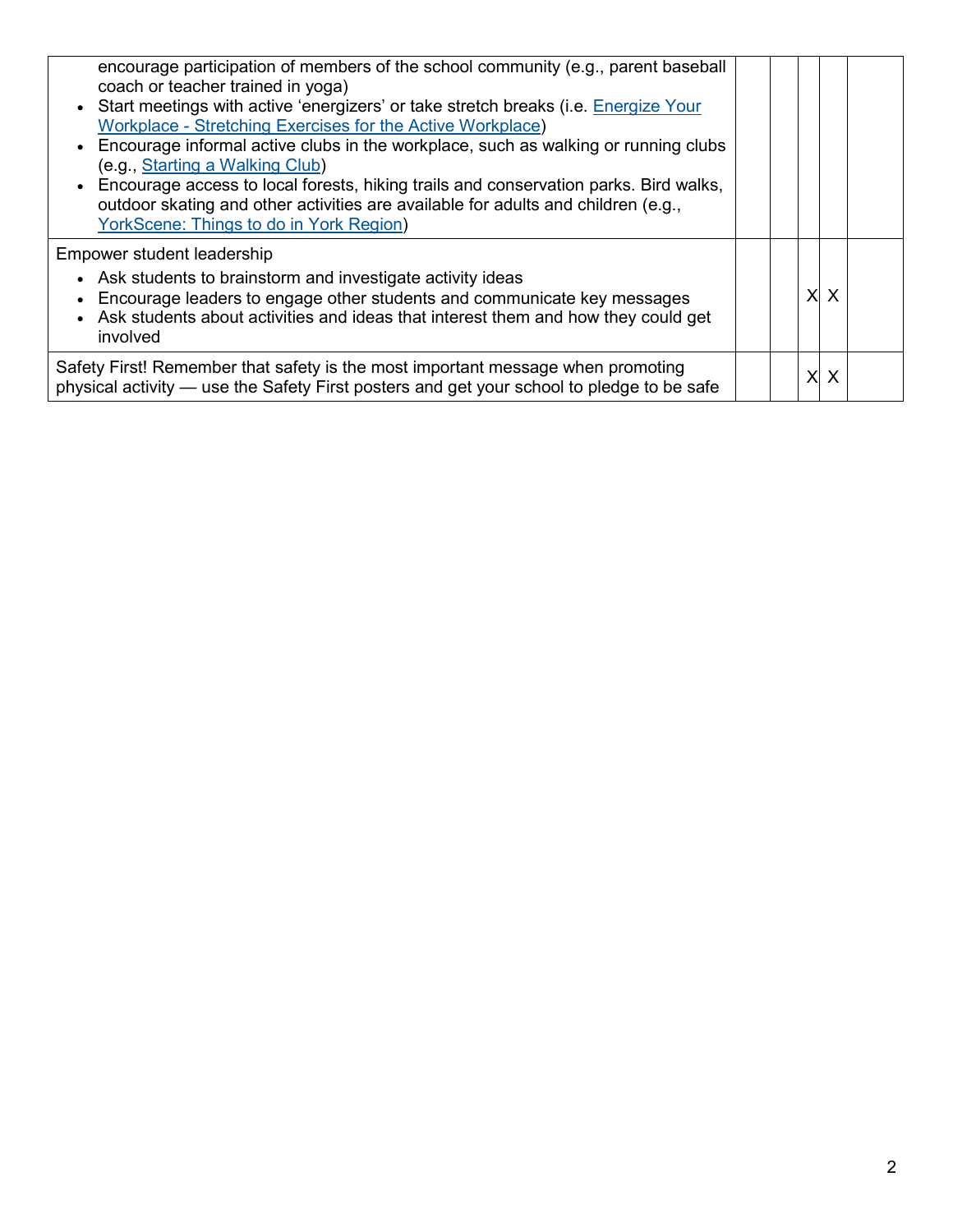| | | | | | |
|---|---|---|---|---|---|
| encourage participation of members of the school community (e.g., parent baseball coach or teacher trained in yoga)<br>• Start meetings with active 'energizers' or take stretch breaks (i.e. Energize Your Workplace - Stretching Exercises for the Active Workplace)<br>• Encourage informal active clubs in the workplace, such as walking or running clubs (e.g., Starting a Walking Club)<br>• Encourage access to local forests, hiking trails and conservation parks. Bird walks, outdoor skating and other activities are available for adults and children (e.g., YorkScene: Things to do in York Region) | | | | | |
| Empower student leadership<br>• Ask students to brainstorm and investigate activity ideas<br>• Encourage leaders to engage other students and communicate key messages<br>• Ask students about activities and ideas that interest them and how they could get involved | | | X | X | |
| Safety First! Remember that safety is the most important message when promoting physical activity — use the Safety First posters and get your school to pledge to be safe | | | X | X | |